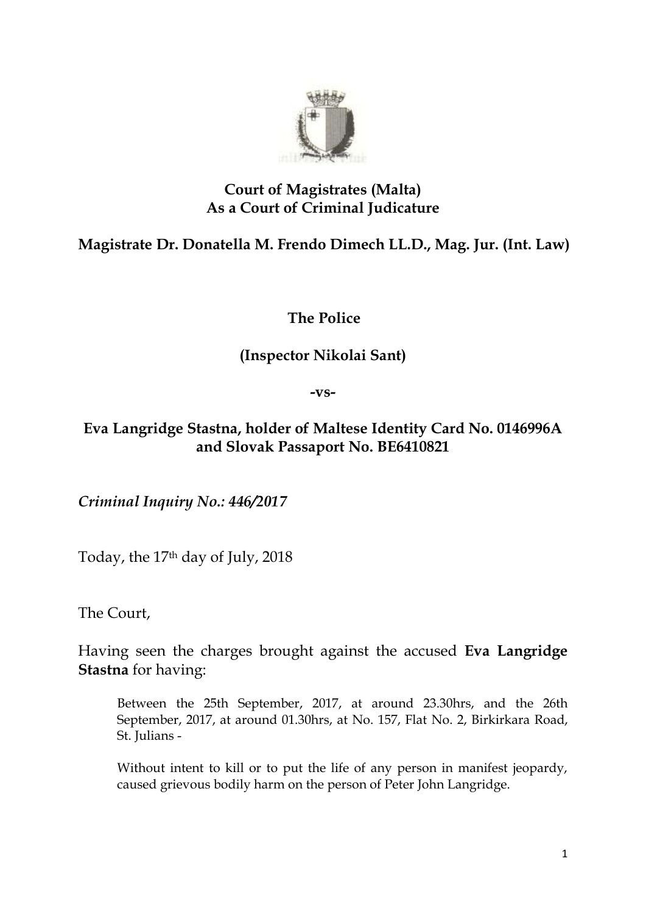**Court of Magistrates (Malta)**
**As a Court of Criminal Judicature**

**Magistrate Dr. Donatella M. Frendo Dimech LL.D., Mag. Jur. (Int. Law)**

**The Police**

**(Inspector Nikolai Sant)**

**-vs-**

**Eva Langridge Stastna, holder of Maltese Identity Card No. 0146996A and Slovak Passaport No. BE6410821**

*Criminal Inquiry No.: 446/2017*

Today, the 17th day of July, 2018

The Court,

Having seen the charges brought against the accused **Eva Langridge Stastna** for having:

> Between the 25th September, 2017, at around 23.30hrs, and the 26th September, 2017, at around 01.30hrs, at No. 157, Flat No. 2, Birkirkara Road, St. Julians -
>
> Without intent to kill or to put the life of any person in manifest jeopardy, caused grievous bodily harm on the person of Peter John Langridge.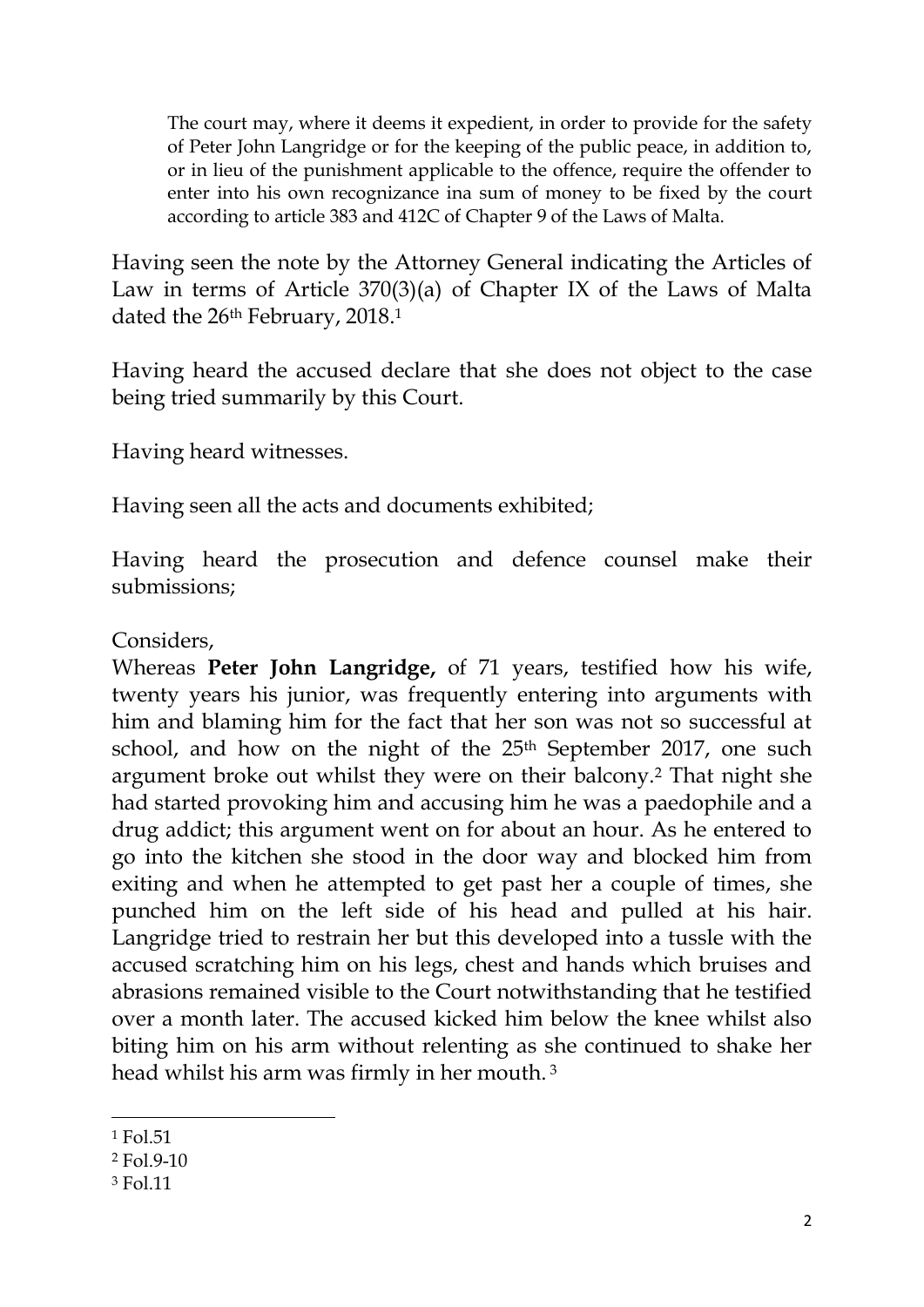> The court may, where it deems it expedient, in order to provide for the safety of Peter John Langridge or for the keeping of the public peace, in addition to, or in lieu of the punishment applicable to the offence, require the offender to enter into his own recognizance ina sum of money to be fixed by the court according to article 383 and 412C of Chapter 9 of the Laws of Malta.

Having seen the note by the Attorney General indicating the Articles of Law in terms of Article 370(3)(a) of Chapter IX of the Laws of Malta dated the 26th February, 2018.[1]

Having heard the accused declare that she does not object to the case being tried summarily by this Court.

Having heard witnesses.

Having seen all the acts and documents exhibited;

Having heard the prosecution and defence counsel make their submissions;

Considers,

Whereas **Peter John Langridge,** of 71 years, testified how his wife, twenty years his junior, was frequently entering into arguments with him and blaming him for the fact that her son was not so successful at school, and how on the night of the 25th September 2017, one such argument broke out whilst they were on their balcony.[2] That night she had started provoking him and accusing him he was a paedophile and a drug addict; this argument went on for about an hour. As he entered to go into the kitchen she stood in the door way and blocked him from exiting and when he attempted to get past her a couple of times, she punched him on the left side of his head and pulled at his hair. Langridge tried to restrain her but this developed into a tussle with the accused scratching him on his legs, chest and hands which bruises and abrasions remained visible to the Court notwithstanding that he testified over a month later. The accused kicked him below the knee whilst also biting him on his arm without relenting as she continued to shake her head whilst his arm was firmly in her mouth.[3]

---

[1] Fol.51

[2] Fol.9-10

[3] Fol.11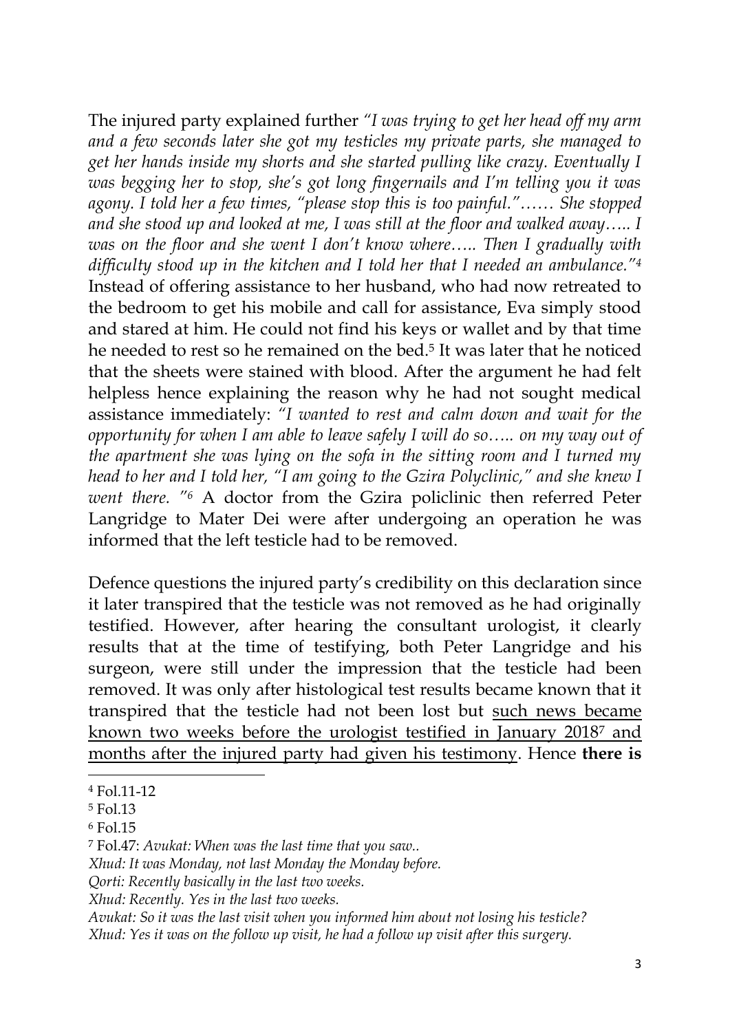The injured party explained further *"I was trying to get her head off my arm and a few seconds later she got my testicles my private parts, she managed to get her hands inside my shorts and she started pulling like crazy. Eventually I was begging her to stop, she's got long fingernails and I'm telling you it was agony. I told her a few times, "please stop this is too painful."…… She stopped and she stood up and looked at me, I was still at the floor and walked away….. I was on the floor and she went I don't know where….. Then I gradually with difficulty stood up in the kitchen and I told her that I needed an ambulance."*[4] Instead of offering assistance to her husband, who had now retreated to the bedroom to get his mobile and call for assistance, Eva simply stood and stared at him. He could not find his keys or wallet and by that time he needed to rest so he remained on the bed.[5] It was later that he noticed that the sheets were stained with blood. After the argument he had felt helpless hence explaining the reason why he had not sought medical assistance immediately: *"I wanted to rest and calm down and wait for the opportunity for when I am able to leave safely I will do so….. on my way out of the apartment she was lying on the sofa in the sitting room and I turned my head to her and I told her, "I am going to the Gzira Polyclinic," and she knew I went there. "*[6] A doctor from the Gzira policlinic then referred Peter Langridge to Mater Dei were after undergoing an operation he was informed that the left testicle had to be removed.

Defence questions the injured party's credibility on this declaration since it later transpired that the testicle was not removed as he had originally testified. However, after hearing the consultant urologist, it clearly results that at the time of testifying, both Peter Langridge and his surgeon, were still under the impression that the testicle had been removed. It was only after histological test results became known that it transpired that the testicle had not been lost but <u>such news became known two weeks before the urologist testified in January 2018[7] and months after the injured party had given his testimony</u>. Hence **there is**

---

[4] Fol.11-12

[5] Fol.13

[6] Fol.15

[7] Fol.47: *Avukat: When was the last time that you saw..*
*Xhud: It was Monday, not last Monday the Monday before.*
*Qorti: Recently basically in the last two weeks.*
*Xhud: Recently. Yes in the last two weeks.*
*Avukat: So it was the last visit when you informed him about not losing his testicle?*
*Xhud: Yes it was on the follow up visit, he had a follow up visit after this surgery.*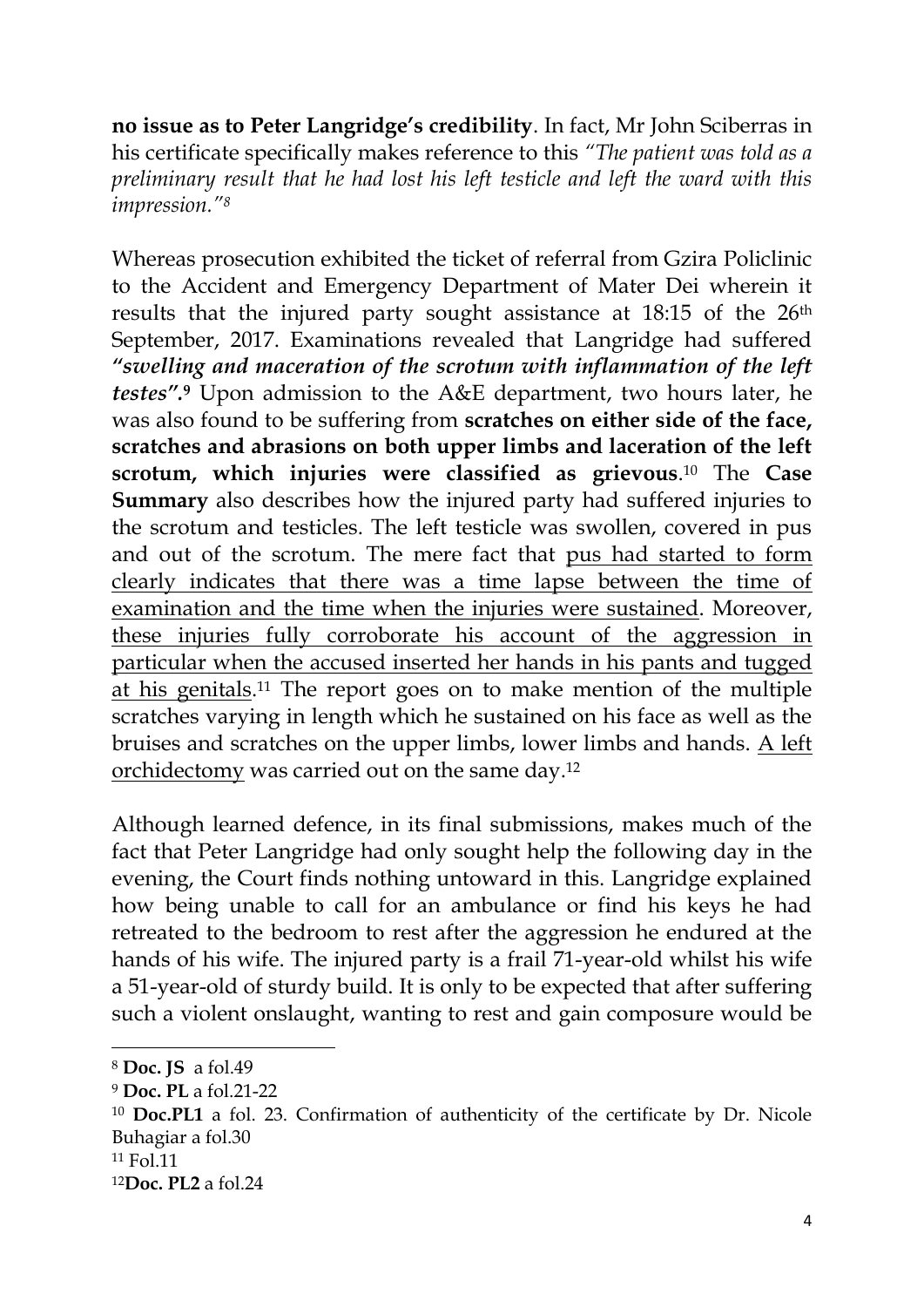**no issue as to Peter Langridge's credibility**. In fact, Mr John Sciberras in his certificate specifically makes reference to this *"The patient was told as a preliminary result that he had lost his left testicle and left the ward with this impression."*[8]

Whereas prosecution exhibited the ticket of referral from Gzira Policlinic to the Accident and Emergency Department of Mater Dei wherein it results that the injured party sought assistance at 18:15 of the 26th September, 2017. Examinations revealed that Langridge had suffered ***"swelling and maceration of the scrotum with inflammation of the left testes"***.[9] Upon admission to the A&E department, two hours later, he was also found to be suffering from **scratches on either side of the face, scratches and abrasions on both upper limbs and laceration of the left scrotum, which injuries were classified as grievous**.[10] The **Case Summary** also describes how the injured party had suffered injuries to the scrotum and testicles. The left testicle was swollen, covered in pus and out of the scrotum. The mere fact that <u>pus had started to form clearly indicates that there was a time lapse between the time of examination and the time when the injuries were sustained</u>. Moreover, <u>these injuries fully corroborate his account of the aggression in particular when the accused inserted her hands in his pants and tugged at his genitals</u>.[11] The report goes on to make mention of the multiple scratches varying in length which he sustained on his face as well as the bruises and scratches on the upper limbs, lower limbs and hands. <u>A left orchidectomy</u> was carried out on the same day.[12]

Although learned defence, in its final submissions, makes much of the fact that Peter Langridge had only sought help the following day in the evening, the Court finds nothing untoward in this. Langridge explained how being unable to call for an ambulance or find his keys he had retreated to the bedroom to rest after the aggression he endured at the hands of his wife. The injured party is a frail 71-year-old whilst his wife a 51-year-old of sturdy build. It is only to be expected that after suffering such a violent onslaught, wanting to rest and gain composure would be

---

[8] **Doc. JS** a fol.49

[9] **Doc. PL** a fol.21-22

[10] **Doc.PL1** a fol. 23. Confirmation of authenticity of the certificate by Dr. Nicole Buhagiar a fol.30

[11] Fol.11

[12] **Doc. PL2** a fol.24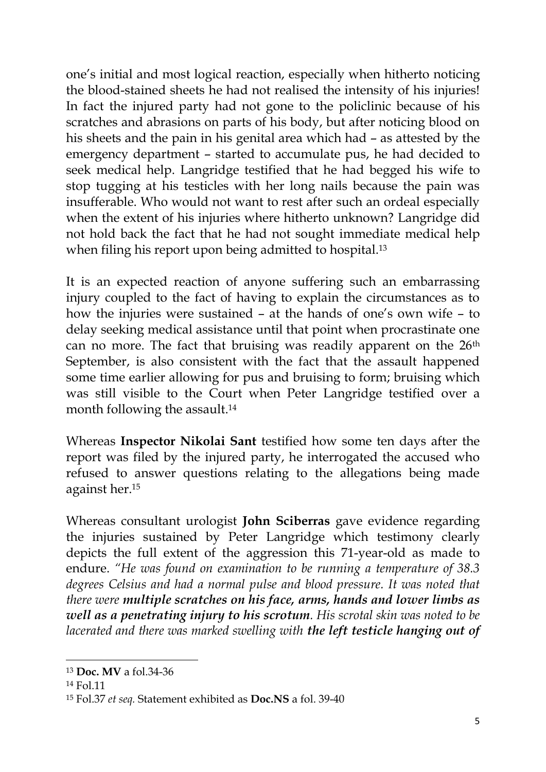one's initial and most logical reaction, especially when hitherto noticing the blood-stained sheets he had not realised the intensity of his injuries! In fact the injured party had not gone to the policlinic because of his scratches and abrasions on parts of his body, but after noticing blood on his sheets and the pain in his genital area which had – as attested by the emergency department – started to accumulate pus, he had decided to seek medical help. Langridge testified that he had begged his wife to stop tugging at his testicles with her long nails because the pain was insufferable. Who would not want to rest after such an ordeal especially when the extent of his injuries where hitherto unknown? Langridge did not hold back the fact that he had not sought immediate medical help when filing his report upon being admitted to hospital.[13]

It is an expected reaction of anyone suffering such an embarrassing injury coupled to the fact of having to explain the circumstances as to how the injuries were sustained – at the hands of one's own wife – to delay seeking medical assistance until that point when procrastinate one can no more. The fact that bruising was readily apparent on the 26th September, is also consistent with the fact that the assault happened some time earlier allowing for pus and bruising to form; bruising which was still visible to the Court when Peter Langridge testified over a month following the assault.[14]

Whereas **Inspector Nikolai Sant** testified how some ten days after the report was filed by the injured party, he interrogated the accused who refused to answer questions relating to the allegations being made against her.[15]

Whereas consultant urologist **John Sciberras** gave evidence regarding the injuries sustained by Peter Langridge which testimony clearly depicts the full extent of the aggression this 71-year-old as made to endure. *"He was found on examination to be running a temperature of 38.3 degrees Celsius and had a normal pulse and blood pressure. It was noted that there were **multiple scratches on his face, arms, hands and lower limbs as well as a penetrating injury to his scrotum**. His scrotal skin was noted to be lacerated and there was marked swelling with **the left testicle hanging out of***

---

[13] **Doc. MV** a fol.34-36

[14] Fol.11

[15] Fol.37 *et seq.* Statement exhibited as **Doc.NS** a fol. 39-40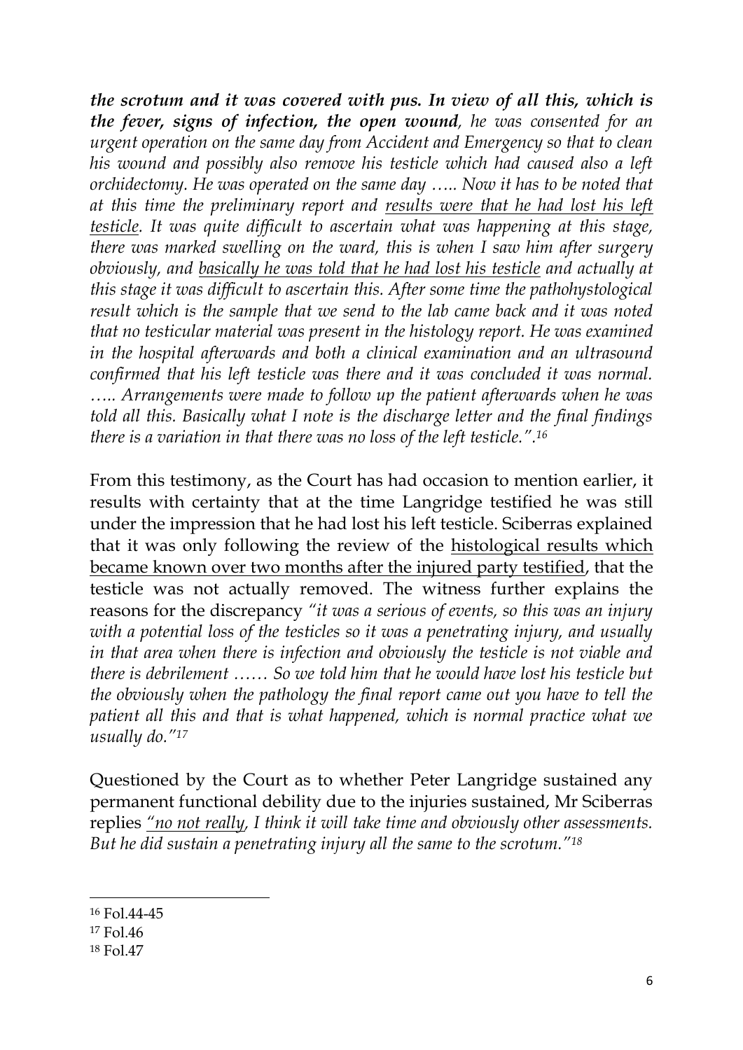***the scrotum and it was covered with pus. In view of all this, which is the fever, signs of infection, the open wound**, he was consented for an urgent operation on the same day from Accident and Emergency so that to clean his wound and possibly also remove his testicle which had caused also a left orchidectomy. He was operated on the same day ….. Now it has to be noted that at this time the preliminary report and <u>results were that he had lost his left testicle</u>. It was quite difficult to ascertain what was happening at this stage, there was marked swelling on the ward, this is when I saw him after surgery obviously, and <u>basically he was told that he had lost his testicle</u> and actually at this stage it was difficult to ascertain this. After some time the pathohystological result which is the sample that we send to the lab came back and it was noted that no testicular material was present in the histology report. He was examined in the hospital afterwards and both a clinical examination and an ultrasound confirmed that his left testicle was there and it was concluded it was normal. ….. Arrangements were made to follow up the patient afterwards when he was told all this. Basically what I note is the discharge letter and the final findings there is a variation in that there was no loss of the left testicle.".*[16]

From this testimony, as the Court has had occasion to mention earlier, it results with certainty that at the time Langridge testified he was still under the impression that he had lost his left testicle. Sciberras explained that it was only following the review of the <u>histological results which became known over two months after the injured party testified</u>, that the testicle was not actually removed. The witness further explains the reasons for the discrepancy *"it was a serious of events, so this was an injury with a potential loss of the testicles so it was a penetrating injury, and usually in that area when there is infection and obviously the testicle is not viable and there is debrilement …… So we told him that he would have lost his testicle but the obviously when the pathology the final report came out you have to tell the patient all this and that is what happened, which is normal practice what we usually do."*[17]

Questioned by the Court as to whether Peter Langridge sustained any permanent functional debility due to the injuries sustained, Mr Sciberras replies *"<u>no not really</u>, I think it will take time and obviously other assessments. But he did sustain a penetrating injury all the same to the scrotum."*[18]

---

[16] Fol.44-45

[17] Fol.46

[18] Fol.47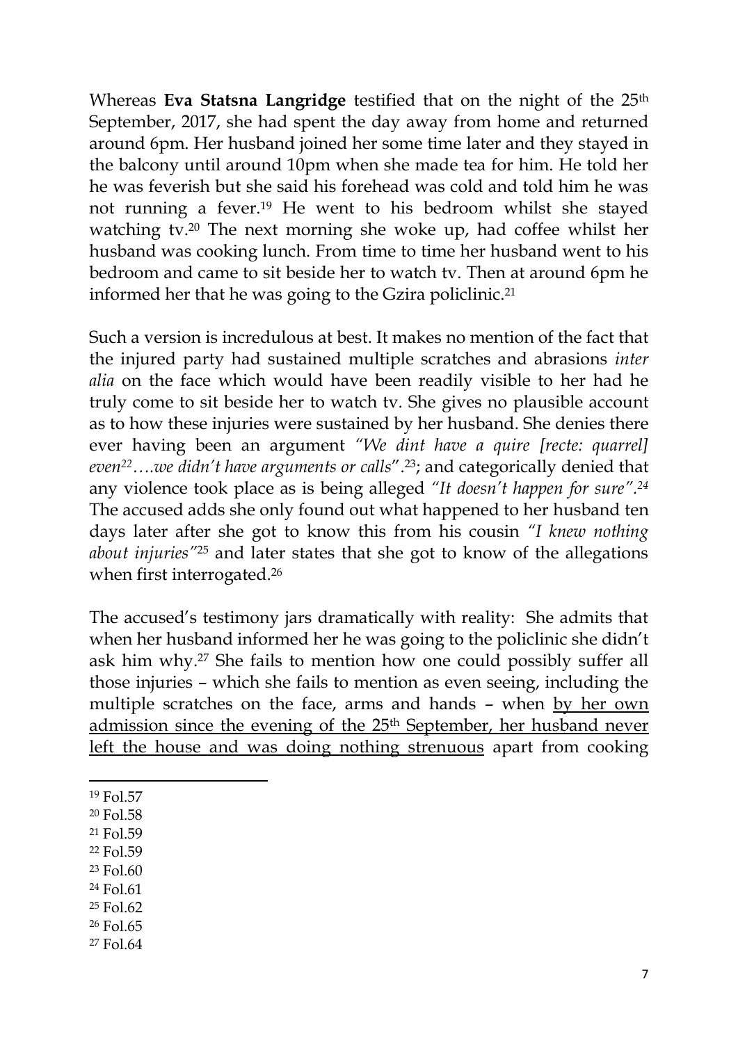Whereas **Eva Statsna Langridge** testified that on the night of the 25th September, 2017, she had spent the day away from home and returned around 6pm. Her husband joined her some time later and they stayed in the balcony until around 10pm when she made tea for him. He told her he was feverish but she said his forehead was cold and told him he was not running a fever.[19] He went to his bedroom whilst she stayed watching tv.[20] The next morning she woke up, had coffee whilst her husband was cooking lunch. From time to time her husband went to his bedroom and came to sit beside her to watch tv. Then at around 6pm he informed her that he was going to the Gzira policlinic.[21]

Such a version is incredulous at best. It makes no mention of the fact that the injured party had sustained multiple scratches and abrasions *inter alia* on the face which would have been readily visible to her had he truly come to sit beside her to watch tv. She gives no plausible account as to how these injuries were sustained by her husband. She denies there ever having been an argument *"We dint have a quire [recte: quarrel] even*[22]*….we didn't have arguments or calls*".[23]; and categorically denied that any violence took place as is being alleged *"It doesn't happen for sure"*.[24] The accused adds she only found out what happened to her husband ten days later after she got to know this from his cousin *"I knew nothing about injuries"*[25] and later states that she got to know of the allegations when first interrogated.[26]

The accused's testimony jars dramatically with reality: She admits that when her husband informed her he was going to the policlinic she didn't ask him why.[27] She fails to mention how one could possibly suffer all those injuries – which she fails to mention as even seeing, including the multiple scratches on the face, arms and hands – when <u>by her own admission since the evening of the 25th September, her husband never left the house and was doing nothing strenuous</u> apart from cooking

[19] Fol.57
[20] Fol.58
[21] Fol.59
[22] Fol.59
[23] Fol.60
[24] Fol.61
[25] Fol.62
[26] Fol.65
[27] Fol.64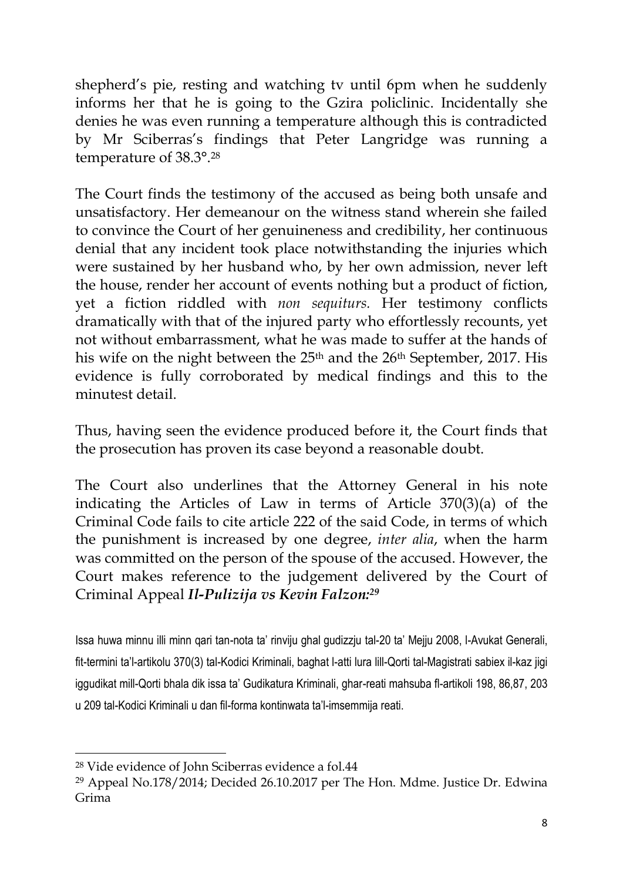shepherd's pie, resting and watching tv until 6pm when he suddenly informs her that he is going to the Gzira policlinic. Incidentally she denies he was even running a temperature although this is contradicted by Mr Sciberras's findings that Peter Langridge was running a temperature of 38.3°.[28]

The Court finds the testimony of the accused as being both unsafe and unsatisfactory. Her demeanour on the witness stand wherein she failed to convince the Court of her genuineness and credibility, her continuous denial that any incident took place notwithstanding the injuries which were sustained by her husband who, by her own admission, never left the house, render her account of events nothing but a product of fiction, yet a fiction riddled with *non sequiturs.* Her testimony conflicts dramatically with that of the injured party who effortlessly recounts, yet not without embarrassment, what he was made to suffer at the hands of his wife on the night between the 25th and the 26th September, 2017. His evidence is fully corroborated by medical findings and this to the minutest detail.

Thus, having seen the evidence produced before it, the Court finds that the prosecution has proven its case beyond a reasonable doubt.

The Court also underlines that the Attorney General in his note indicating the Articles of Law in terms of Article 370(3)(a) of the Criminal Code fails to cite article 222 of the said Code, in terms of which the punishment is increased by one degree, *inter alia*, when the harm was committed on the person of the spouse of the accused. However, the Court makes reference to the judgement delivered by the Court of Criminal Appeal ***Il-Pulizija vs Kevin Falzon:***[29]

Issa huwa minnu illi minn qari tan-nota ta' rinviju ghal gudizzju tal-20 ta' Mejju 2008, l-Avukat Generali, fit-termini ta'l-artikolu 370(3) tal-Kodici Kriminali, baghat l-atti lura lill-Qorti tal-Magistrati sabiex il-kaz jigi iggudikat mill-Qorti bhala dik issa ta' Gudikatura Kriminali, ghar-reati mahsuba fl-artikoli 198, 86,87, 203 u 209 tal-Kodici Kriminali u dan fil-forma kontinwata ta'l-imsemmija reati.

---

[28] Vide evidence of John Sciberras evidence a fol.44

[29] Appeal No.178/2014; Decided 26.10.2017 per The Hon. Mdme. Justice Dr. Edwina Grima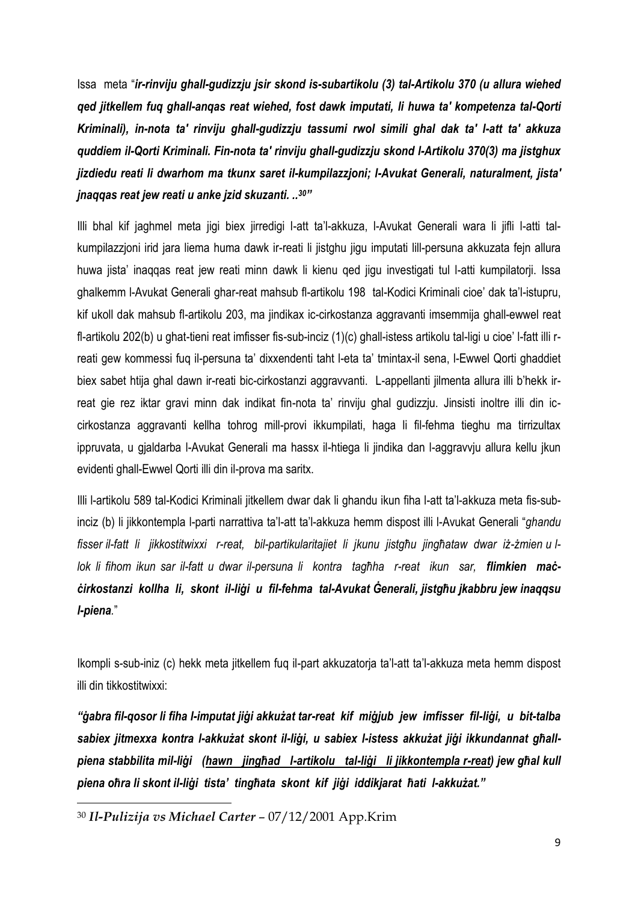Issa meta "***ir-rinviju għall-gudizzju jsir skond is-subartikolu (3) tal-Artikolu 370 (u allura wiehed qed jitkellem fuq għall-anqas reat wiehed, fost dawk imputati, li huwa ta' kompetenza tal-Qorti Kriminali), in-nota ta' rinviju għall-gudizzju tassumi rwol simili għal dak ta' l-att ta' akkuza quddiem il-Qorti Kriminali. Fin-nota ta' rinviju għall-gudizzju skond l-Artikolu 370(3) ma jistgħux jizdiedu reati li dwarhom ma tkunx saret il-kumpilazzjoni; l-Avukat Generali, naturalment, jista' jnaqqas reat jew reati u anke jzid skuzanti. ..***[30]"

Illi bhal kif jagħmel meta jigi biex jirredigi l-att ta'l-akkuza, l-Avukat Generali wara li jifli l-atti tal-kumpilazzjoni irid jara liema huma dawk ir-reati li jistgħu jigu imputati lill-persuna akkuzata fejn allura huwa jista' inaqqas reat jew reati minn dawk li kienu qed jigu investigati tul l-atti kumpilatorji. Issa għalkemm l-Avukat Generali għar-reat mahsub fl-artikolu 198 tal-Kodici Kriminali cioe' dak ta'l-istupru, kif ukoll dak mahsub fl-artikolu 203, ma jindikax ic-cirkostanza aggravanti imsemmija għall-ewwel reat fl-artikolu 202(b) u għat-tieni reat imfisser fis-sub-inciz (1)(c) għall-istess artikolu tal-ligi u cioe' l-fatt illi r-reati gew kommessi fuq il-persuna ta' dixxendenti taht l-eta ta' tmintax-il sena, l-Ewwel Qorti għaddiet biex sabet htija għal dawn ir-reati bic-cirkostanzi aggravvanti. L-appellanti jilmenta allura illi b'hekk ir-reat gie rez iktar gravi minn dak indikat fin-nota ta' rinviju għal gudizzju. Jinsisti inoltre illi din ic-cirkostanza aggravanti kellha tohrog mill-provi ikkumpilati, haga li fil-fehma tiegħu ma tirrizultax ippruvata, u gjaldarba l-Avukat Generali ma hassx il-htiega li jindika dan l-aggravvju allura kellu jkun evidenti għall-Ewwel Qorti illi din il-prova ma saritx.

Illi l-artikolu 589 tal-Kodici Kriminali jitkellem dwar dak li għandu ikun fiha l-att ta'l-akkuza meta fis-sub-inciz (b) li jikkontempla l-parti narrattiva ta'l-att ta'l-akkuza hemm dispost illi l-Avukat Generali "*għandu fisser il-fatt li jikkostitwixxi r-reat, bil-partikularitajiet li jkunu jistgħu jingħataw dwar iż-żmien u l-lok li fihom ikun sar il-fatt u dwar il-persuna li kontra tagħha r-reat ikun sar,* ***flimkien maċ-ċirkostanzi kollha li, skont il-liġi u fil-fehma tal-Avukat Ġenerali, jistgħu jkabbru jew inaqqsu l-piena***."

Ikompli s-sub-iniz (c) hekk meta jitkellem fuq il-part akkuzatorja ta'l-att ta'l-akkuza meta hemm dispost illi din tikkostitwixxi:

***"ġabra fil-qosor li fiha l-imputat jiġi akkużat tar-reat kif miġjub jew imfisser fil-liġi, u bit-talba sabiex jitmexxa kontra l-akkużat skont il-liġi, u sabiex l-istess akkużat jiġi ikkundannat għall-piena stabbilita mil-liġi (<u>hawn jingħad l-artikolu tal-liġi li jikkontempla r-reat</u>) jew għal kull piena oħra li skont il-liġi tista' tingħata skont kif jiġi iddikjarat ħati l-akkużat."***

---

[30] *Il-Pulizija vs Michael Carter* – 07/12/2001 App.Krim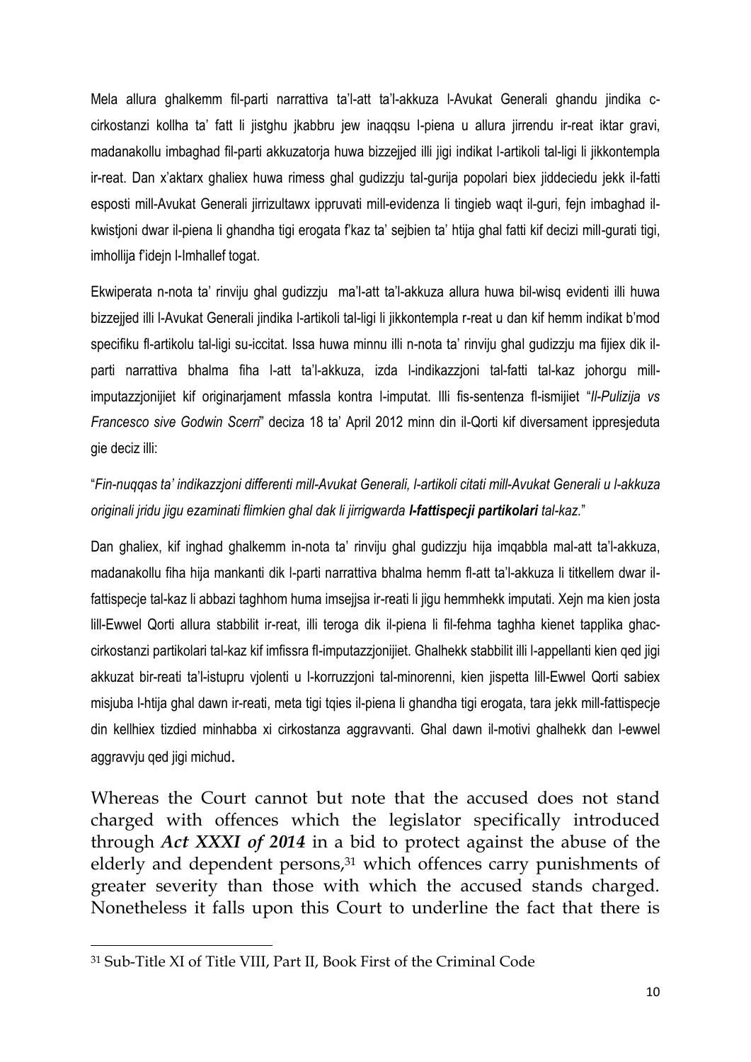Mela allura ghalkemm fil-parti narrattiva ta'l-att ta'l-akkuza l-Avukat Generali ghandu jindika c-cirkostanzi kollha ta' fatt li jistghu jkabbru jew inaqqsu l-piena u allura jirrendu ir-reat iktar gravi, madanakollu imbaghad fil-parti akkuzatorja huwa bizzejjed illi jigi indikat l-artikoli tal-ligi li jikkontempla ir-reat. Dan x'aktarx ghaliex huwa rimess ghal gudizzju tal-gurija popolari biex jiddeciedu jekk il-fatti esposti mill-Avukat Generali jirrizultawx ippruvati mill-evidenza li tingieb waqt il-guri, fejn imbaghad il-kwistjoni dwar il-piena li ghandha tigi erogata f'kaz ta' sejbien ta' htija ghal fatti kif decizi mill-gurati tigi, imhollija f'idejn l-Imhallef togat.

Ekwiperata n-nota ta' rinviju ghal gudizzju ma'l-att ta'l-akkuza allura huwa bil-wisq evidenti illi huwa bizzejjed illi l-Avukat Generali jindika l-artikoli tal-ligi li jikkontempla r-reat u dan kif hemm indikat b'mod specifiku fl-artikolu tal-ligi su-iccitat. Issa huwa minnu illi n-nota ta' rinviju ghal gudizzju ma fijiex dik il-parti narrattiva bhalma fiha l-att ta'l-akkuza, izda l-indikazzjoni tal-fatti tal-kaz johorgu mill-imputazzjonijiet kif originarjament mfassla kontra l-imputat. Illi fis-sentenza fl-ismijiet "*Il-Pulizija vs Francesco sive Godwin Scerri*" deciza 18 ta' April 2012 minn din il-Qorti kif diversament ippresjeduta gie deciz illi:

"*Fin-nuqqas ta' indikazzjoni differenti mill-Avukat Generali, l-artikoli citati mill-Avukat Generali u l-akkuza originali jridu jigu ezaminati flimkien ghal dak li jirrigwarda* ***l-fattispecji partikolari*** *tal-kaz.*"

Dan ghaliex, kif inghad ghalkemm in-nota ta' rinviju ghal gudizzju hija imqabbla mal-att ta'l-akkuza, madanakollu fiha hija mankanti dik l-parti narrattiva bhalma hemm fl-att ta'l-akkuza li titkellem dwar il-fattispecje tal-kaz li abbazi taghhom huma imsejjsa ir-reati li jigu hemmhekk imputati. Xejn ma kien josta lill-Ewwel Qorti allura stabbilit ir-reat, illi teroga dik il-piena li fil-fehma taghha kienet tapplika ghac-cirkostanzi partikolari tal-kaz kif imfissra fl-imputazzjonijiet. Ghalhekk stabbilit illi l-appellanti kien qed jigi akkuzat bir-reati ta'l-istupru vjolenti u l-korruzzjoni tal-minorenni, kien jispetta lill-Ewwel Qorti sabiex misjuba l-htija ghal dawn ir-reati, meta tigi tqies il-piena li ghandha tigi erogata, tara jekk mill-fattispecje din kellhiex tizdied minhabba xi cirkostanza aggravvanti. Ghal dawn il-motivi ghalhekk dan l-ewwel aggravvju qed jigi michud.

Whereas the Court cannot but note that the accused does not stand charged with offences which the legislator specifically introduced through ***Act XXXI of 2014*** in a bid to protect against the abuse of the elderly and dependent persons,[31] which offences carry punishments of greater severity than those with which the accused stands charged. Nonetheless it falls upon this Court to underline the fact that there is

---

[31] Sub-Title XI of Title VIII, Part II, Book First of the Criminal Code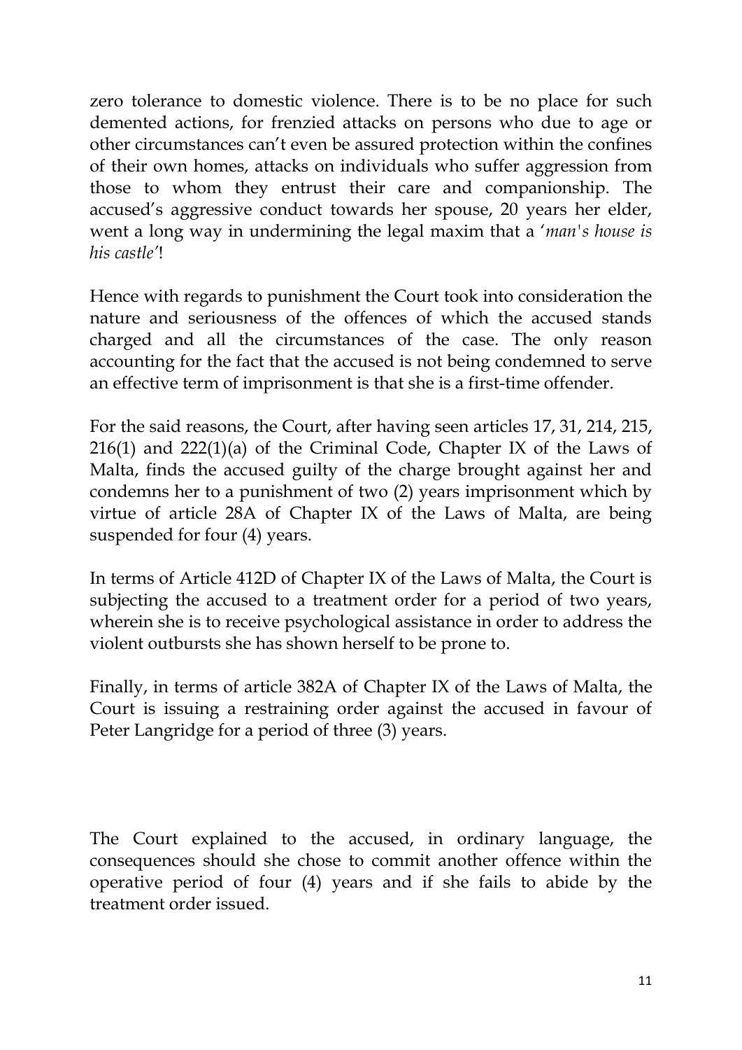zero tolerance to domestic violence. There is to be no place for such demented actions, for frenzied attacks on persons who due to age or other circumstances can't even be assured protection within the confines of their own homes, attacks on individuals who suffer aggression from those to whom they entrust their care and companionship. The accused's aggressive conduct towards her spouse, 20 years her elder, went a long way in undermining the legal maxim that a '*man's house is his castle*'!

Hence with regards to punishment the Court took into consideration the nature and seriousness of the offences of which the accused stands charged and all the circumstances of the case. The only reason accounting for the fact that the accused is not being condemned to serve an effective term of imprisonment is that she is a first-time offender.

For the said reasons, the Court, after having seen articles 17, 31, 214, 215, 216(1) and 222(1)(a) of the Criminal Code, Chapter IX of the Laws of Malta, finds the accused guilty of the charge brought against her and condemns her to a punishment of two (2) years imprisonment which by virtue of article 28A of Chapter IX of the Laws of Malta, are being suspended for four (4) years.

In terms of Article 412D of Chapter IX of the Laws of Malta, the Court is subjecting the accused to a treatment order for a period of two years, wherein she is to receive psychological assistance in order to address the violent outbursts she has shown herself to be prone to.

Finally, in terms of article 382A of Chapter IX of the Laws of Malta, the Court is issuing a restraining order against the accused in favour of Peter Langridge for a period of three (3) years.

The Court explained to the accused, in ordinary language, the consequences should she chose to commit another offence within the operative period of four (4) years and if she fails to abide by the treatment order issued.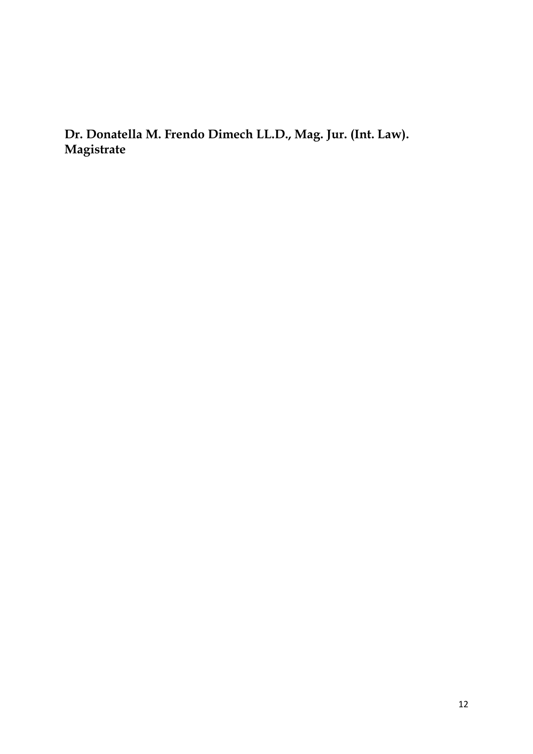**Dr. Donatella M. Frendo Dimech LL.D., Mag. Jur. (Int. Law).**
**Magistrate**